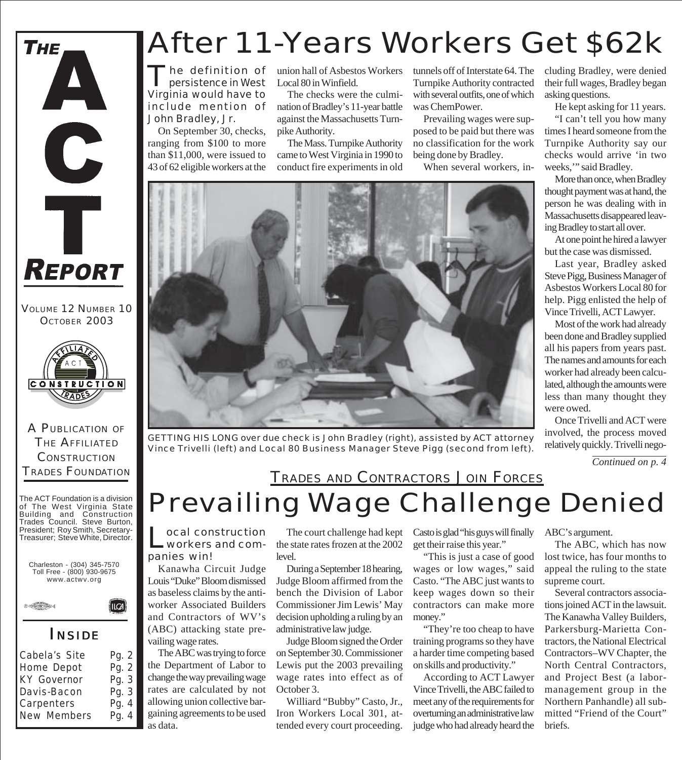# THE ACT REPORT

VOLUME 12 NUMBER 10
OCTOBER 2003

A PUBLICATION OF THE AFFILIATED CONSTRUCTION TRADES FOUNDATION

The ACT Foundation is a division of The West Virginia State Building and Construction Trades Council. Steve Burton, President; Roy Smith, Secretary-Treasurer; Steve White, Director.

Charleston - (304) 345-7570
Toll Free - (800) 930-9675
www.actwv.org

## INSIDE

| | |
|---|---|
| Cabela's Site | Pg. 2 |
| Home Depot | Pg. 2 |
| KY Governor | Pg. 3 |
| Davis-Bacon | Pg. 3 |
| Carpenters | Pg. 4 |
| New Members | Pg. 4 |

# After 11-Years Workers Get $62k

The definition of persistence in West Virginia would have to include mention of John Bradley, Jr.

On September 30, checks, ranging from $100 to more than $11,000, were issued to 43 of 62 eligible workers at the union hall of Asbestos Workers Local 80 in Winfield.

The checks were the culmination of Bradley's 11-year battle against the Massachusetts Turnpike Authority.

The Mass. Turnpike Authority came to West Virginia in 1990 to conduct fire experiments in old tunnels off of Interstate 64. The Turnpike Authority contracted with several outfits, one of which was ChemPower.

Prevailing wages were supposed to be paid but there was no classification for the work being done by Bradley.

When several workers, including Bradley, were denied their full wages, Bradley began asking questions.

He kept asking for 11 years.

"I can't tell you how many times I heard someone from the Turnpike Authority say our checks would arrive 'in two weeks,'" said Bradley.

More than once, when Bradley thought payment was at hand, the person he was dealing with in Massachusetts disappeared leaving Bradley to start all over.

At one point he hired a lawyer but the case was dismissed.

Last year, Bradley asked Steve Pigg, Business Manager of Asbestos Workers Local 80 for help. Pigg enlisted the help of Vince Trivelli, ACT Lawyer.

Most of the work had already been done and Bradley supplied all his papers from years past. The names and amounts for each worker had already been calculated, although the amounts were less than many thought they were owed.

Once Trivelli and ACT were involved, the process moved relatively quickly. Trivelli nego-

*Continued on p. 4*

GETTING HIS LONG over due check is John Bradley (right), assisted by ACT attorney Vince Trivelli (left) and Local 80 Business Manager Steve Pigg (second from left).

## TRADES AND CONTRACTORS JOIN FORCES

# Prevailing Wage Challenge Denied

Local construction workers and companies win!

Kanawha Circuit Judge Louis "Duke" Bloom dismissed as baseless claims by the anti-worker Associated Builders and Contractors of WV's (ABC) attacking state prevailing wage rates.

The ABC was trying to force the Department of Labor to change the way prevailing wage rates are calculated by not allowing union collective bargaining agreements to be used as data.

The court challenge had kept the state rates frozen at the 2002 level.

During a September 18 hearing, Judge Bloom affirmed from the bench the Division of Labor Commissioner Jim Lewis' May decision upholding a ruling by an administrative law judge.

Judge Bloom signed the Order on September 30. Commissioner Lewis put the 2003 prevailing wage rates into effect as of October 3.

Williard "Bubby" Casto, Jr., Iron Workers Local 301, attended every court proceeding. Casto is glad "his guys will finally get their raise this year."

"This is just a case of good wages or low wages," said Casto. "The ABC just wants to keep wages down so their contractors can make more money."

"They're too cheap to have training programs so they have a harder time competing based on skills and productivity."

According to ACT Lawyer Vince Trivelli, the ABC failed to meet any of the requirements for overturning an administrative law judge who had already heard the ABC's argument.

The ABC, which has now lost twice, has four months to appeal the ruling to the state supreme court.

Several contractors associations joined ACT in the lawsuit. The Kanawha Valley Builders, Parkersburg-Marietta Contractors, the National Electrical Contractors–WV Chapter, the North Central Contractors, and Project Best (a labor-management group in the Northern Panhandle) all submitted "Friend of the Court" briefs.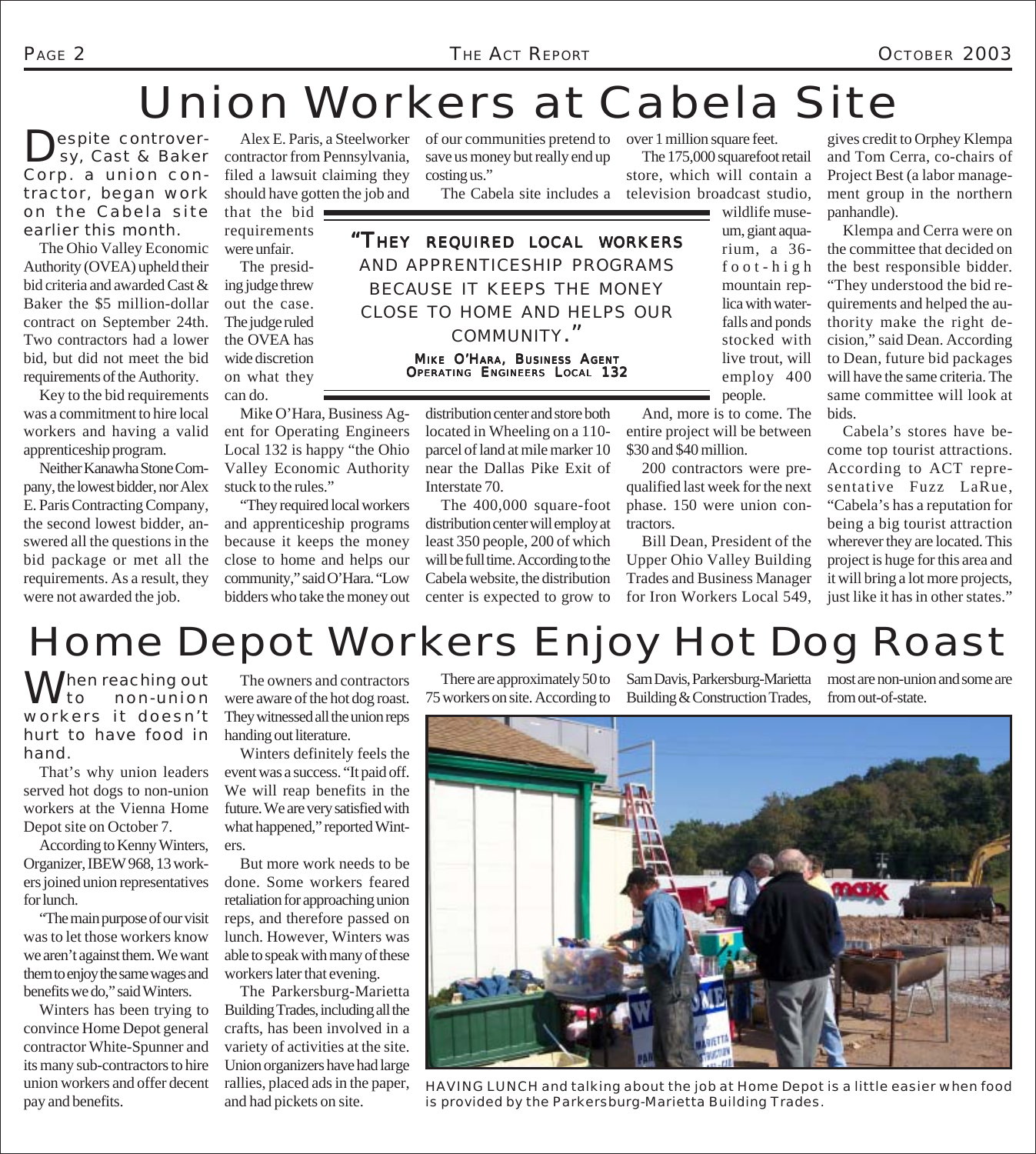# Union Workers at Cabela Site

Despite controversy, Cast & Baker Corp. a union contractor, began work on the Cabela site earlier this month.

The Ohio Valley Economic Authority (OVEA) upheld their bid criteria and awarded Cast & Baker the $5 million-dollar contract on September 24th. Two contractors had a lower bid, but did not meet the bid requirements of the Authority.

Key to the bid requirements was a commitment to hire local workers and having a valid apprenticeship program.

Neither Kanawha Stone Company, the lowest bidder, nor Alex E. Paris Contracting Company, the second lowest bidder, answered all the questions in the bid package or met all the requirements. As a result, they were not awarded the job.

Alex E. Paris, a Steelworker contractor from Pennsylvania, filed a lawsuit claiming they should have gotten the job and that the bid requirements were unfair.

The presiding judge threw out the case. The judge ruled the OVEA has wide discretion on what they can do.

Mike O'Hara, Business Agent for Operating Engineers Local 132 is happy "the Ohio Valley Economic Authority stuck to the rules."

"They required local workers and apprenticeship programs because it keeps the money close to home and helps our community," said O'Hara. "Low bidders who take the money out of our communities pretend to save us money but really end up costing us."

> "They required local workers and apprenticeship programs because it keeps the money close to home and helps our community."
>
> Mike O'Hara, Business Agent
> Operating Engineers Local 132

The Cabela site includes a distribution center and store both located in Wheeling on a 110-parcel of land at mile marker 10 near the Dallas Pike Exit of Interstate 70.

The 400,000 square-foot distribution center will employ at least 350 people, 200 of which will be full time. According to the Cabela website, the distribution center is expected to grow to over 1 million square feet.

The 175,000 squarefoot retail store, which will contain a television broadcast studio, wildlife museum, giant aquarium, a 36-foot-high mountain replica with waterfalls and ponds stocked with live trout, will employ 400 people.

And, more is to come. The entire project will be between $30 and $40 million.

200 contractors were prequalified last week for the next phase. 150 were union contractors.

Bill Dean, President of the Upper Ohio Valley Building Trades and Business Manager for Iron Workers Local 549, gives credit to Orphey Klempa and Tom Cerra, co-chairs of Project Best (a labor management group in the northern panhandle).

Klempa and Cerra were on the committee that decided on the best responsible bidder. "They understood the bid requirements and helped the authority make the right decision," said Dean. According to Dean, future bid packages will have the same criteria. The same committee will look at bids.

Cabela's stores have become top tourist attractions. According to ACT representative Fuzz LaRue, "Cabela's has a reputation for being a big tourist attraction wherever they are located. This project is huge for this area and it will bring a lot more projects, just like it has in other states."

# Home Depot Workers Enjoy Hot Dog Roast

When reaching out to non-union workers it doesn't hurt to have food in hand.

That's why union leaders served hot dogs to non-union workers at the Vienna Home Depot site on October 7.

According to Kenny Winters, Organizer, IBEW 968, 13 workers joined union representatives for lunch.

"The main purpose of our visit was to let those workers know we aren't against them. We want them to enjoy the same wages and benefits we do," said Winters.

Winters has been trying to convince Home Depot general contractor White-Spunner and its many sub-contractors to hire union workers and offer decent pay and benefits.

The owners and contractors were aware of the hot dog roast. They witnessed all the union reps handing out literature.

Winters definitely feels the event was a success. "It paid off. We will reap benefits in the future. We are very satisfied with what happened," reported Winters.

But more work needs to be done. Some workers feared retaliation for approaching union reps, and therefore passed on lunch. However, Winters was able to speak with many of these workers later that evening.

The Parkersburg-Marietta Building Trades, including all the crafts, has been involved in a variety of activities at the site. Union organizers have had large rallies, placed ads in the paper, and had pickets on site.

There are approximately 50 to 75 workers on site. According to Sam Davis, Parkersburg-Marietta Building & Construction Trades, most are non-union and some are from out-of-state.

HAVING LUNCH and talking about the job at Home Depot is a little easier when food is provided by the Parkersburg-Marietta Building Trades.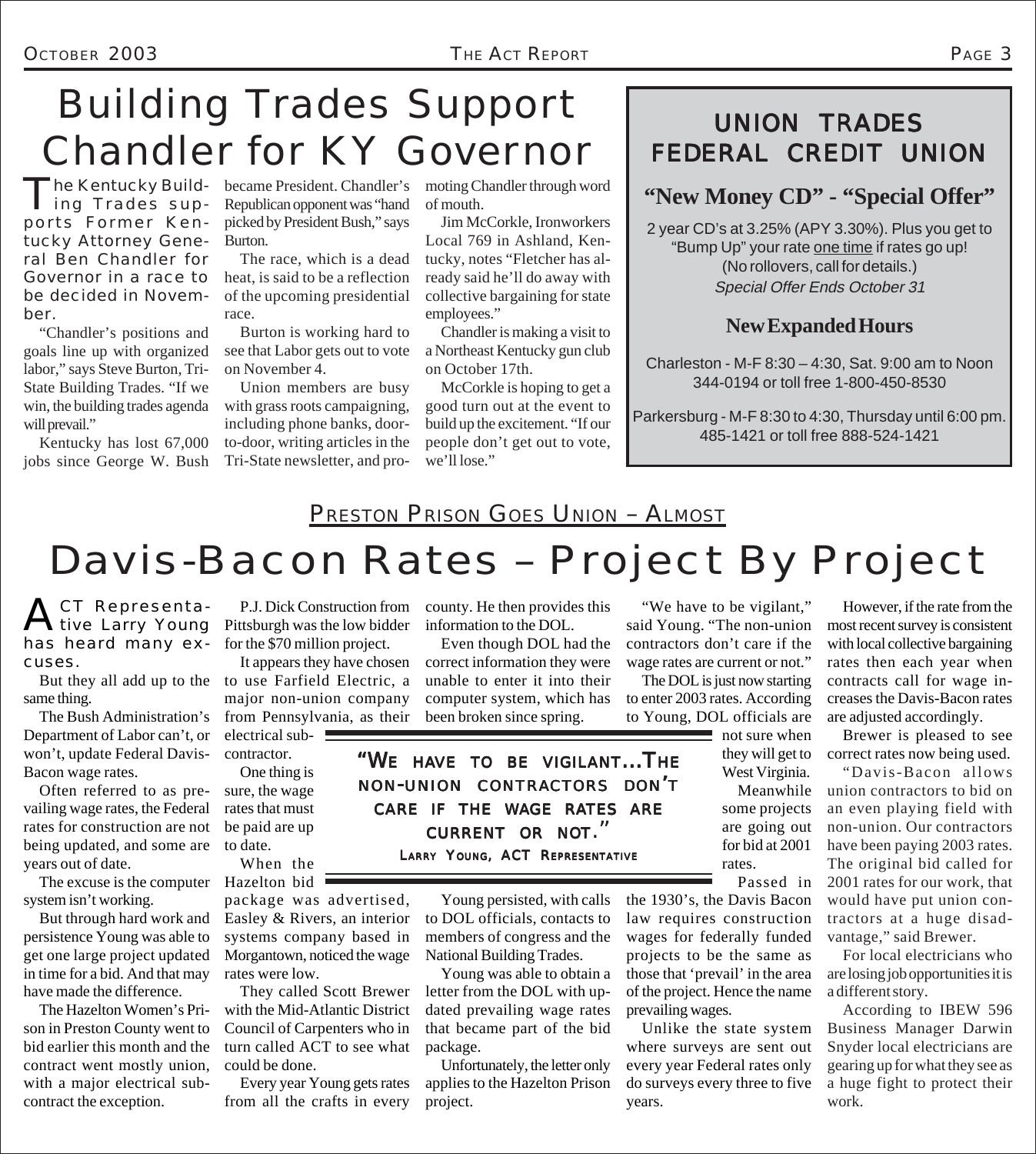# Building Trades Support Chandler for KY Governor

The Kentucky Building Trades supports Former Kentucky Attorney General Ben Chandler for Governor in a race to be decided in November.

"Chandler's positions and goals line up with organized labor," says Steve Burton, Tri-State Building Trades. "If we win, the building trades agenda will prevail."

Kentucky has lost 67,000 jobs since George W. Bush became President. Chandler's Republican opponent was "hand picked by President Bush," says Burton.

The race, which is a dead heat, is said to be a reflection of the upcoming presidential race.

Burton is working hard to see that Labor gets out to vote on November 4.

Union members are busy with grass roots campaigning, including phone banks, door-to-door, writing articles in the Tri-State newsletter, and promoting Chandler through word of mouth.

Jim McCorkle, Ironworkers Local 769 in Ashland, Kentucky, notes "Fletcher has already said he'll do away with collective bargaining for state employees."

Chandler is making a visit to a Northeast Kentucky gun club on October 17th.

McCorkle is hoping to get a good turn out at the event to build up the excitement. "If our people don't get out to vote, we'll lose."

## UNION TRADES FEDERAL CREDIT UNION

**"New Money CD" - "Special Offer"**

2 year CD's at 3.25% (APY 3.30%). Plus you get to "Bump Up" your rate one time if rates go up! (No rollovers, call for details.)
*Special Offer Ends October 31*

**New Expanded Hours**

Charleston - M-F 8:30 – 4:30, Sat. 9:00 am to Noon
344-0194 or toll free 1-800-450-8530

Parkersburg - M-F 8:30 to 4:30, Thursday until 6:00 pm.
485-1421 or toll free 888-524-1421

### PRESTON PRISON GOES UNION – ALMOST

# Davis-Bacon Rates – Project By Project

ACT Representative Larry Young has heard many excuses.

But they all add up to the same thing.

The Bush Administration's Department of Labor can't, or won't, update Federal Davis-Bacon wage rates.

Often referred to as prevailing wage rates, the Federal rates for construction are not being updated, and some are years out of date.

The excuse is the computer system isn't working.

But through hard work and persistence Young was able to get one large project updated in time for a bid. And that may have made the difference.

The Hazelton Women's Prison in Preston County went to bid earlier this month and the contract went mostly union, with a major electrical subcontract the exception.

P.J. Dick Construction from Pittsburgh was the low bidder for the $70 million project.

It appears they have chosen to use Farfield Electric, a major non-union company from Pennsylvania, as their electrical subcontractor.

One thing is sure, the wage rates that must be paid are up to date.

When the Hazelton bid package was advertised, Easley & Rivers, an interior systems company based in Morgantown, noticed the wage rates were low.

They called Scott Brewer with the Mid-Atlantic District Council of Carpenters who in turn called ACT to see what could be done.

Every year Young gets rates from all the crafts in every county. He then provides this information to the DOL.

Even though DOL had the correct information they were unable to enter it into their computer system, which has been broken since spring.

> **"WE HAVE TO BE VIGILANT…THE NON-UNION CONTRACTORS DON'T CARE IF THE WAGE RATES ARE CURRENT OR NOT."**
> LARRY YOUNG, ACT REPRESENTATIVE

Young persisted, with calls to DOL officials, contacts to members of congress and the National Building Trades.

Young was able to obtain a letter from the DOL with updated prevailing wage rates that became part of the bid package.

Unfortunately, the letter only applies to the Hazelton Prison project.

"We have to be vigilant," said Young. "The non-union contractors don't care if the wage rates are current or not."

The DOL is just now starting to enter 2003 rates. According to Young, DOL officials are not sure when they will get to West Virginia.

Meanwhile some projects are going out for bid at 2001 rates.

Passed in the 1930's, the Davis Bacon law requires construction wages for federally funded projects to be the same as those that 'prevail' in the area of the project. Hence the name prevailing wages.

Unlike the state system where surveys are sent out every year Federal rates only do surveys every three to five years.

However, if the rate from the most recent survey is consistent with local collective bargaining rates then each year when contracts call for wage increases the Davis-Bacon rates are adjusted accordingly.

Brewer is pleased to see correct rates now being used.

"Davis-Bacon allows union contractors to bid on an even playing field with non-union. Our contractors have been paying 2003 rates. The original bid called for 2001 rates for our work, that would have put union contractors at a huge disadvantage," said Brewer.

For local electricians who are losing job opportunities it is a different story.

According to IBEW 596 Business Manager Darwin Snyder local electricians are gearing up for what they see as a huge fight to protect their work.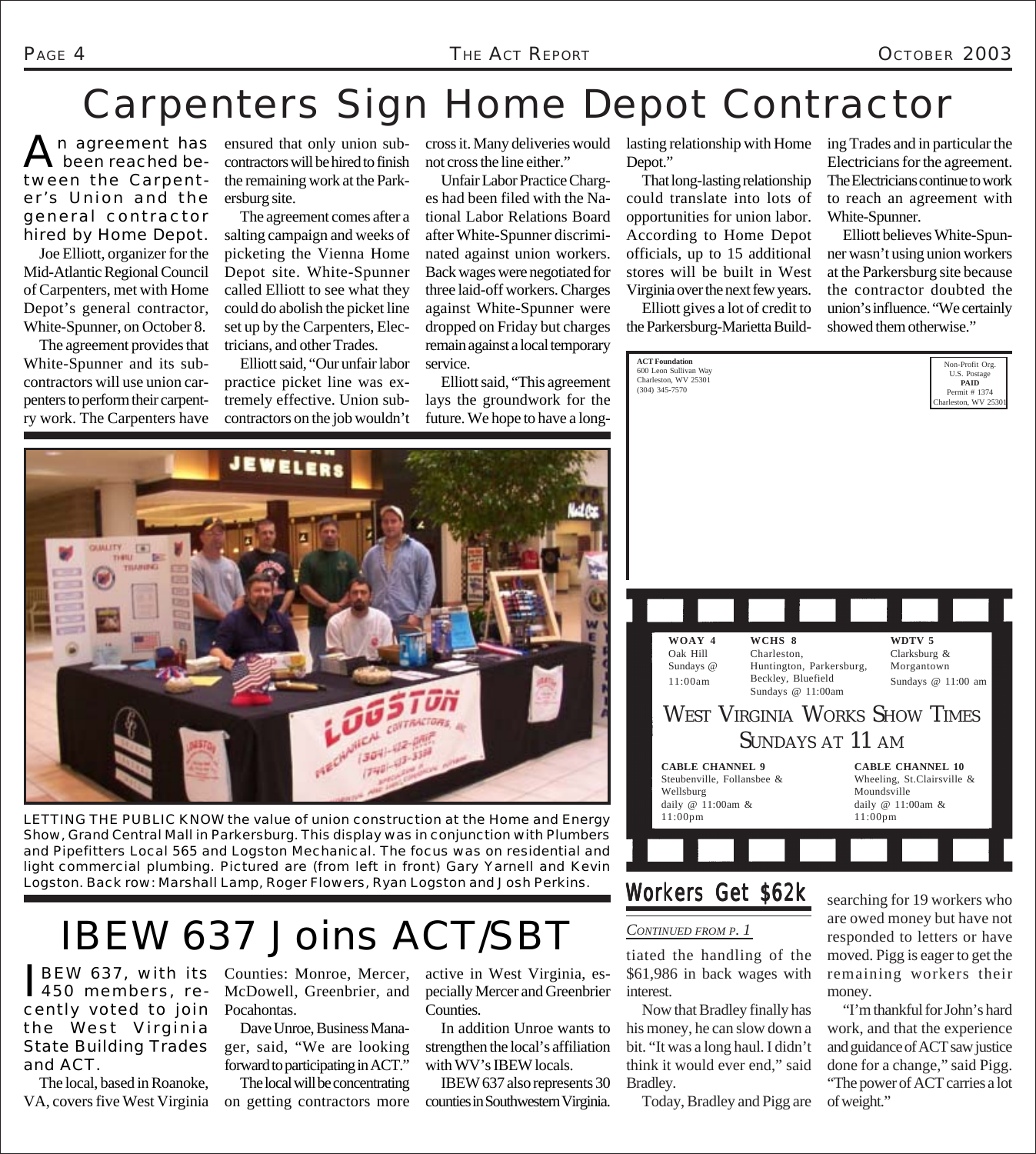# Carpenters Sign Home Depot Contractor

An agreement has been reached between the Carpenter's Union and the general contractor hired by Home Depot.

Joe Elliott, organizer for the Mid-Atlantic Regional Council of Carpenters, met with Home Depot's general contractor, White-Spunner, on October 8.

The agreement provides that White-Spunner and its subcontractors will use union carpenters to perform their carpentry work. The Carpenters have ensured that only union subcontractors will be hired to finish the remaining work at the Parkersburg site.

The agreement comes after a salting campaign and weeks of picketing the Vienna Home Depot site. White-Spunner called Elliott to see what they could do abolish the picket line set up by the Carpenters, Electricians, and other Trades.

Elliott said, "Our unfair labor practice picket line was extremely effective. Union subcontractors on the job wouldn't cross it. Many deliveries would not cross the line either."

Unfair Labor Practice Charges had been filed with the National Labor Relations Board after White-Spunner discriminated against union workers. Back wages were negotiated for three laid-off workers. Charges against White-Spunner were dropped on Friday but charges remain against a local temporary service.

Elliott said, "This agreement lays the groundwork for the future. We hope to have a long-lasting relationship with Home Depot."

That long-lasting relationship could translate into lots of opportunities for union labor. According to Home Depot officials, up to 15 additional stores will be built in West Virginia over the next few years.

Elliott gives a lot of credit to the Parkersburg-Marietta Building Trades and in particular the Electricians for the agreement. The Electricians continue to work to reach an agreement with White-Spunner.

Elliott believes White-Spunner wasn't using union workers at the Parkersburg site because the contractor doubted the union's influence. "We certainly showed them otherwise."

LETTING THE PUBLIC KNOW the value of union construction at the Home and Energy Show, Grand Central Mall in Parkersburg. This display was in conjunction with Plumbers and Pipefitters Local 565 and Logston Mechanical. The focus was on residential and light commercial plumbing. Pictured are (from left in front) Gary Yarnell and Kevin Logston. Back row: Marshall Lamp, Roger Flowers, Ryan Logston and Josh Perkins.

# IBEW 637 Joins ACT/SBT

IBEW 637, with its 450 members, recently voted to join the West Virginia State Building Trades and ACT.

The local, based in Roanoke, VA, covers five West Virginia Counties: Monroe, Mercer, McDowell, Greenbrier, and Pocahontas.

Dave Unroe, Business Manager, said, "We are looking forward to participating in ACT."

The local will be concentrating on getting contractors more active in West Virginia, especially Mercer and Greenbrier Counties.

In addition Unroe wants to strengthen the local's affiliation with WV's IBEW locals.

IBEW 637 also represents 30 counties in Southwestern Virginia.

ACT Foundation
600 Leon Sullivan Way
Charleston, WV 25301
(304) 345-7570

Non-Profit Org.
U.S. Postage
**PAID**
Permit # 1374
Charleston, WV 25301

**WOAY 4**
Oak Hill
Sundays @ 11:00am

**WCHS 8**
Charleston, Huntington, Parkersburg, Beckley, Bluefield
Sundays @ 11:00am

**WDTV 5**
Clarksburg & Morgantown
Sundays @ 11:00 am

## West Virginia Works Show Times
## Sundays at 11 AM

**CABLE CHANNEL 9**
Steubenville, Follansbee & Wellsburg
daily @ 11:00am & 11:00pm

**CABLE CHANNEL 10**
Wheeling, St.Clairsville & Moundsville
daily @ 11:00am & 11:00pm

## Workers Get $62k

*Continued from p. 1*

tiated the handling of the $61,986 in back wages with interest.

Now that Bradley finally has his money, he can slow down a bit. "It was a long haul. I didn't think it would ever end," said Bradley.

Today, Bradley and Pigg are searching for 19 workers who are owed money but have not responded to letters or have moved. Pigg is eager to get the remaining workers their money.

"I'm thankful for John's hard work, and that the experience and guidance of ACT saw justice done for a change," said Pigg. "The power of ACT carries a lot of weight."